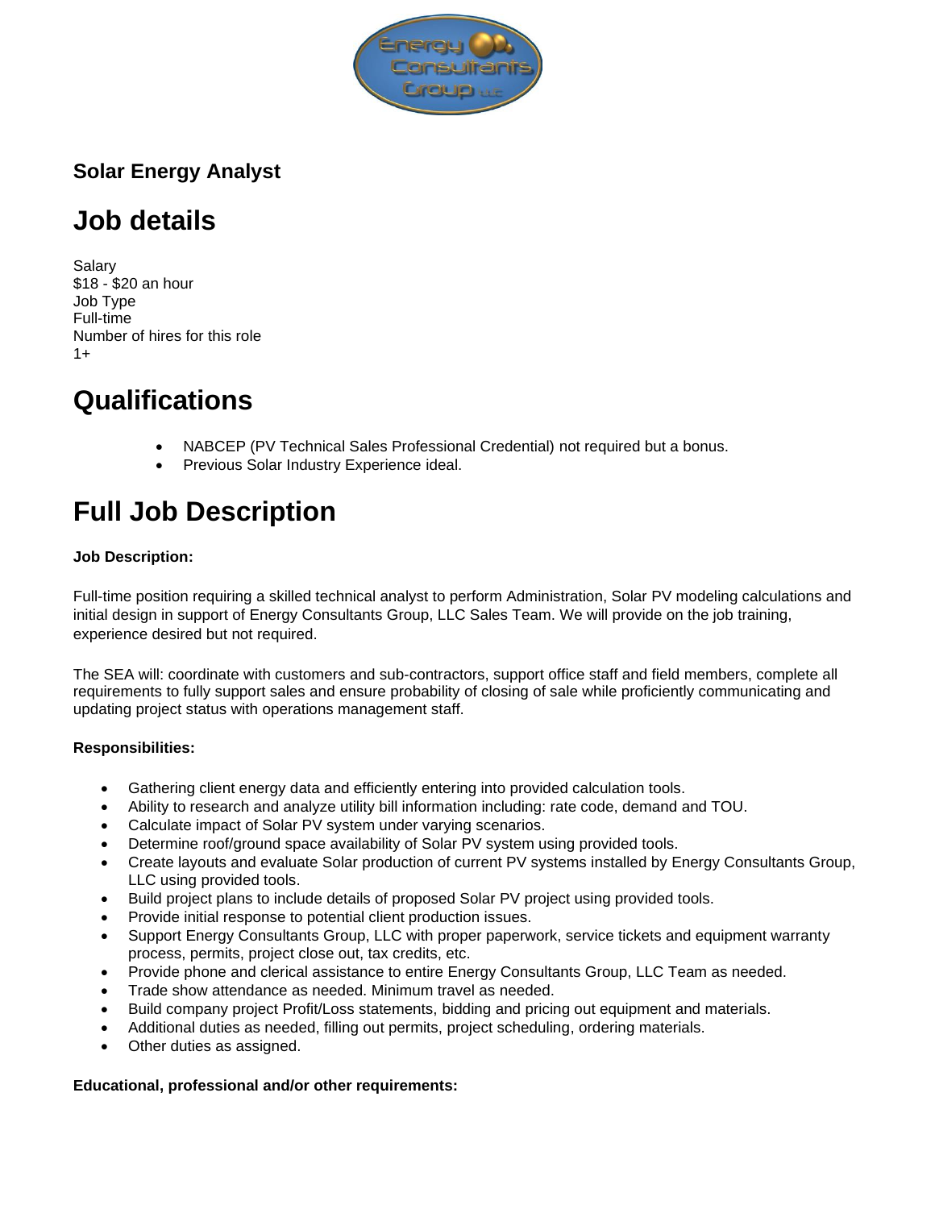**Solar Energy Analyst**

# Job details

Salary
$18 - $20 an hour
Job Type
Full-time
Number of hires for this role
1+

# Qualifications

- NABCEP (PV Technical Sales Professional Credential) not required but a bonus.
- Previous Solar Industry Experience ideal.

# Full Job Description

**Job Description:**

Full-time position requiring a skilled technical analyst to perform Administration, Solar PV modeling calculations and initial design in support of Energy Consultants Group, LLC Sales Team. We will provide on the job training, experience desired but not required.

The SEA will: coordinate with customers and sub-contractors, support office staff and field members, complete all requirements to fully support sales and ensure probability of closing of sale while proficiently communicating and updating project status with operations management staff.

**Responsibilities:**

- Gathering client energy data and efficiently entering into provided calculation tools.
- Ability to research and analyze utility bill information including: rate code, demand and TOU.
- Calculate impact of Solar PV system under varying scenarios.
- Determine roof/ground space availability of Solar PV system using provided tools.
- Create layouts and evaluate Solar production of current PV systems installed by Energy Consultants Group, LLC using provided tools.
- Build project plans to include details of proposed Solar PV project using provided tools.
- Provide initial response to potential client production issues.
- Support Energy Consultants Group, LLC with proper paperwork, service tickets and equipment warranty process, permits, project close out, tax credits, etc.
- Provide phone and clerical assistance to entire Energy Consultants Group, LLC Team as needed.
- Trade show attendance as needed. Minimum travel as needed.
- Build company project Profit/Loss statements, bidding and pricing out equipment and materials.
- Additional duties as needed, filling out permits, project scheduling, ordering materials.
- Other duties as assigned.

**Educational, professional and/or other requirements:**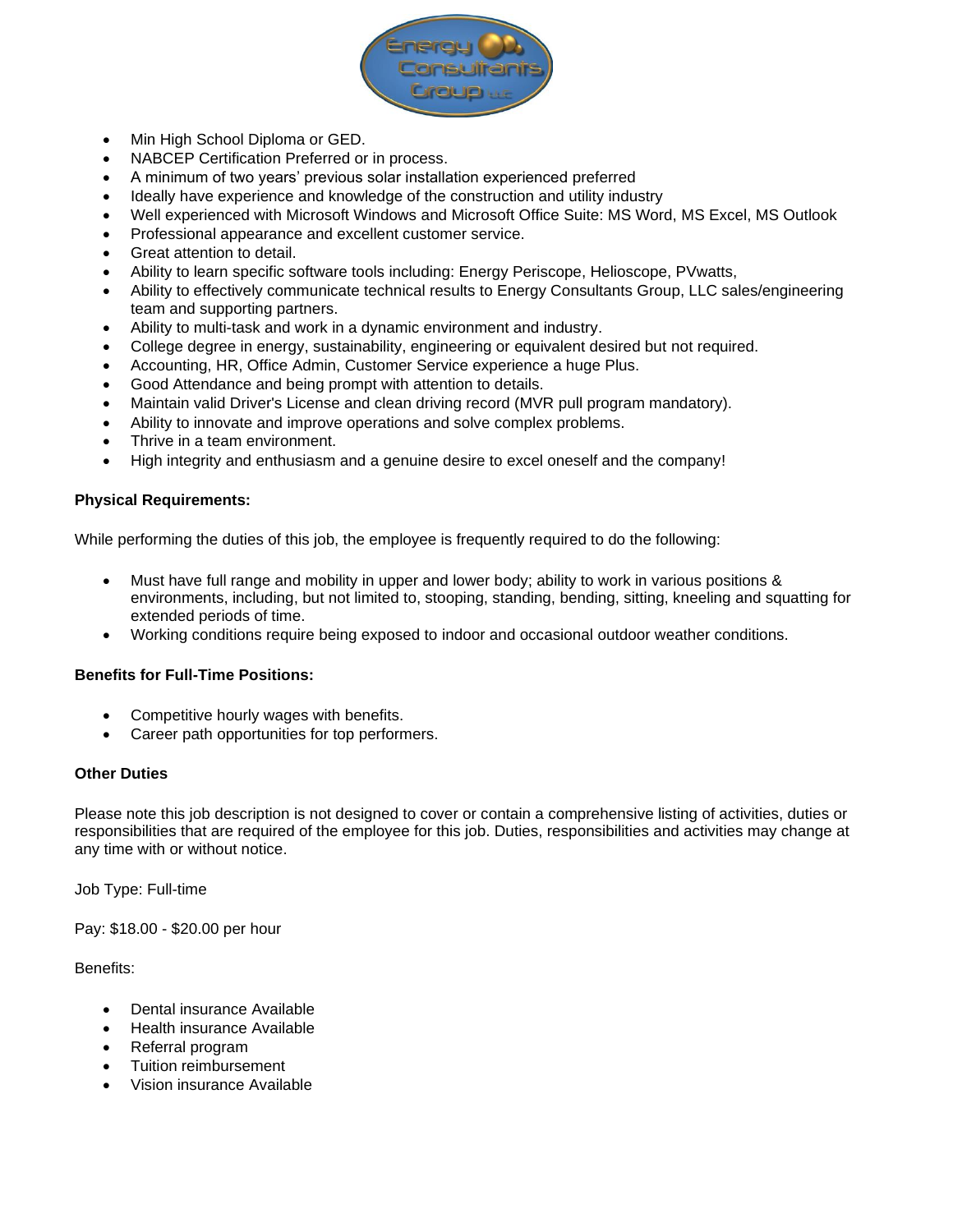- Min High School Diploma or GED.
- NABCEP Certification Preferred or in process.
- A minimum of two years' previous solar installation experienced preferred
- Ideally have experience and knowledge of the construction and utility industry
- Well experienced with Microsoft Windows and Microsoft Office Suite: MS Word, MS Excel, MS Outlook
- Professional appearance and excellent customer service.
- Great attention to detail.
- Ability to learn specific software tools including: Energy Periscope, Helioscope, PVwatts,
- Ability to effectively communicate technical results to Energy Consultants Group, LLC sales/engineering team and supporting partners.
- Ability to multi-task and work in a dynamic environment and industry.
- College degree in energy, sustainability, engineering or equivalent desired but not required.
- Accounting, HR, Office Admin, Customer Service experience a huge Plus.
- Good Attendance and being prompt with attention to details.
- Maintain valid Driver's License and clean driving record (MVR pull program mandatory).
- Ability to innovate and improve operations and solve complex problems.
- Thrive in a team environment.
- High integrity and enthusiasm and a genuine desire to excel oneself and the company!

**Physical Requirements:**

While performing the duties of this job, the employee is frequently required to do the following:

- Must have full range and mobility in upper and lower body; ability to work in various positions & environments, including, but not limited to, stooping, standing, bending, sitting, kneeling and squatting for extended periods of time.
- Working conditions require being exposed to indoor and occasional outdoor weather conditions.

**Benefits for Full-Time Positions:**

- Competitive hourly wages with benefits.
- Career path opportunities for top performers.

**Other Duties**

Please note this job description is not designed to cover or contain a comprehensive listing of activities, duties or responsibilities that are required of the employee for this job. Duties, responsibilities and activities may change at any time with or without notice.

Job Type: Full-time

Pay: $18.00 - $20.00 per hour

Benefits:

- Dental insurance Available
- Health insurance Available
- Referral program
- Tuition reimbursement
- Vision insurance Available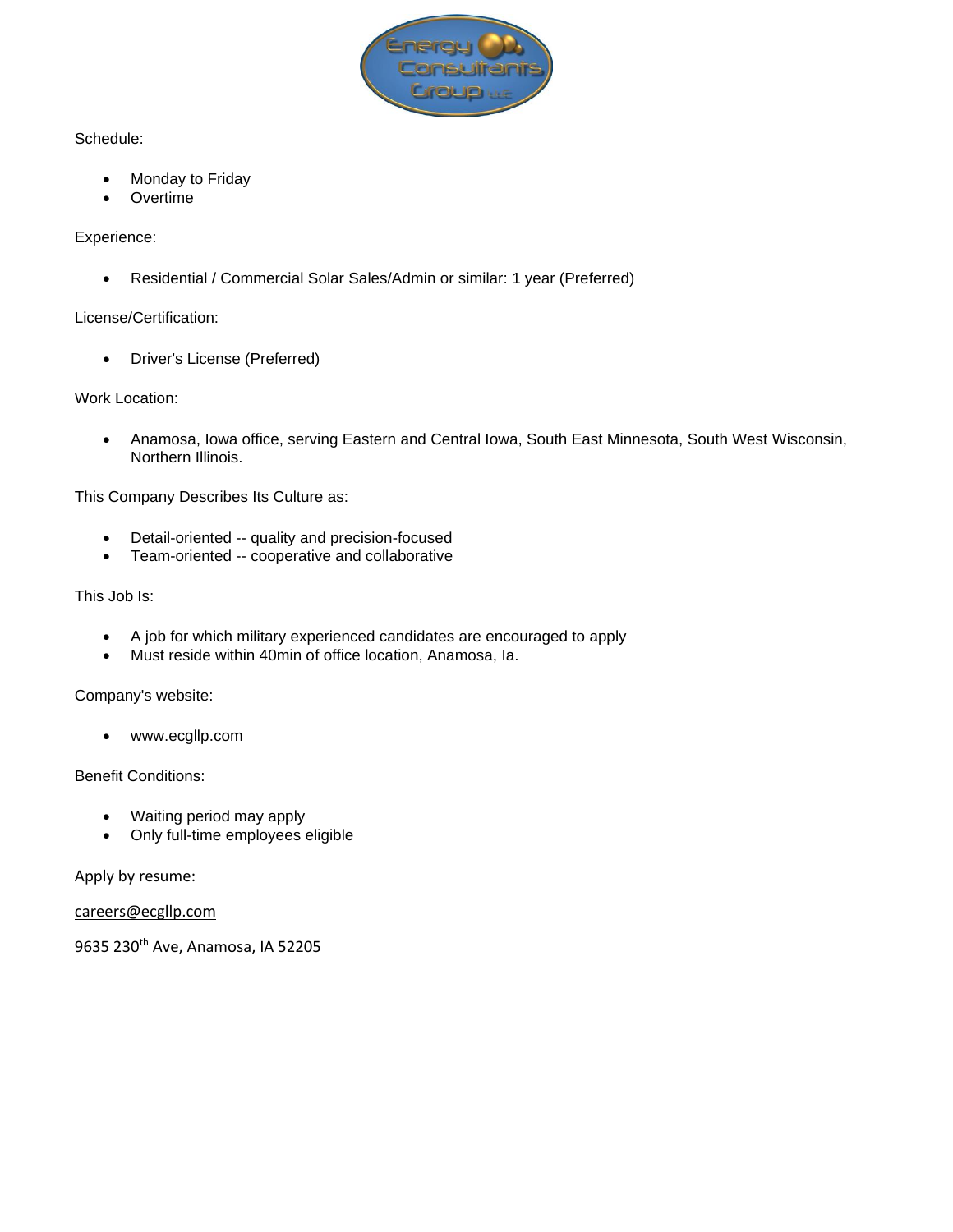Schedule:

- Monday to Friday
- Overtime

Experience:

- Residential / Commercial Solar Sales/Admin or similar: 1 year (Preferred)

License/Certification:

- Driver's License (Preferred)

Work Location:

- Anamosa, Iowa office, serving Eastern and Central Iowa, South East Minnesota, South West Wisconsin, Northern Illinois.

This Company Describes Its Culture as:

- Detail-oriented -- quality and precision-focused
- Team-oriented -- cooperative and collaborative

This Job Is:

- A job for which military experienced candidates are encouraged to apply
- Must reside within 40min of office location, Anamosa, Ia.

Company's website:

- www.ecgllp.com

Benefit Conditions:

- Waiting period may apply
- Only full-time employees eligible

Apply by resume:

careers@ecgllp.com

9635 230th Ave, Anamosa, IA 52205